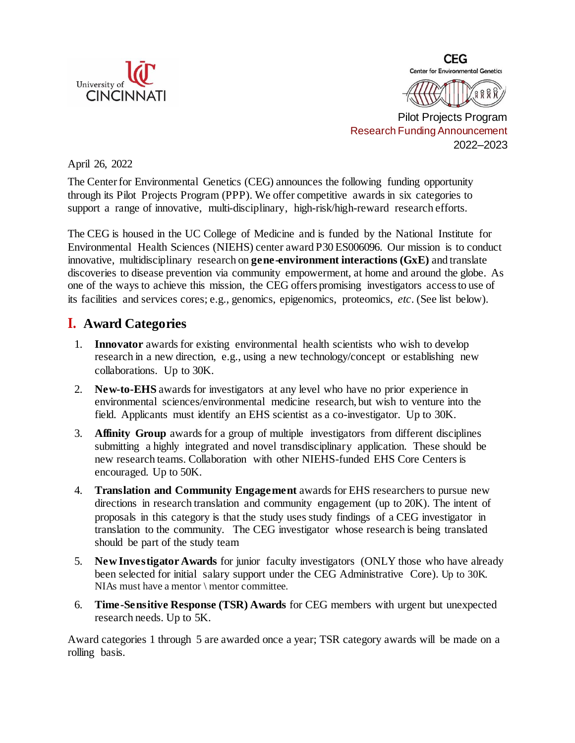University of Cincinnati

**CEG**
Center for Environmental Genetics

Pilot Projects Program
Research Funding Announcement
2022–2023

April 26, 2022

The Center for Environmental Genetics (CEG) announces the following funding opportunity through its Pilot Projects Program (PPP). We offer competitive awards in six categories to support a range of innovative, multi-disciplinary, high-risk/high-reward research efforts.

The CEG is housed in the UC College of Medicine and is funded by the National Institute for Environmental Health Sciences (NIEHS) center award P30 ES006096. Our mission is to conduct innovative, multidisciplinary research on **gene-environment interactions (GxE)** and translate discoveries to disease prevention via community empowerment, at home and around the globe. As one of the ways to achieve this mission, the CEG offers promising investigators access to use of its facilities and services cores; e.g., genomics, epigenomics, proteomics, *etc*. (See list below).

## I. Award Categories

1. **Innovator** awards for existing environmental health scientists who wish to develop research in a new direction, e.g., using a new technology/concept or establishing new collaborations. Up to 30K.
2. **New-to-EHS** awards for investigators at any level who have no prior experience in environmental sciences/environmental medicine research, but wish to venture into the field. Applicants must identify an EHS scientist as a co-investigator. Up to 30K.
3. **Affinity Group** awards for a group of multiple investigators from different disciplines submitting a highly integrated and novel transdisciplinary application. These should be new research teams. Collaboration with other NIEHS-funded EHS Core Centers is encouraged. Up to 50K.
4. **Translation and Community Engagement** awards for EHS researchers to pursue new directions in research translation and community engagement (up to 20K). The intent of proposals in this category is that the study uses study findings of a CEG investigator in translation to the community. The CEG investigator whose research is being translated should be part of the study team
5. **New Investigator Awards** for junior faculty investigators (ONLY those who have already been selected for initial salary support under the CEG Administrative Core). Up to 30K. NIAs must have a mentor \ mentor committee.
6. **Time-Sensitive Response (TSR) Awards** for CEG members with urgent but unexpected research needs. Up to 5K.

Award categories 1 through 5 are awarded once a year; TSR category awards will be made on a rolling basis.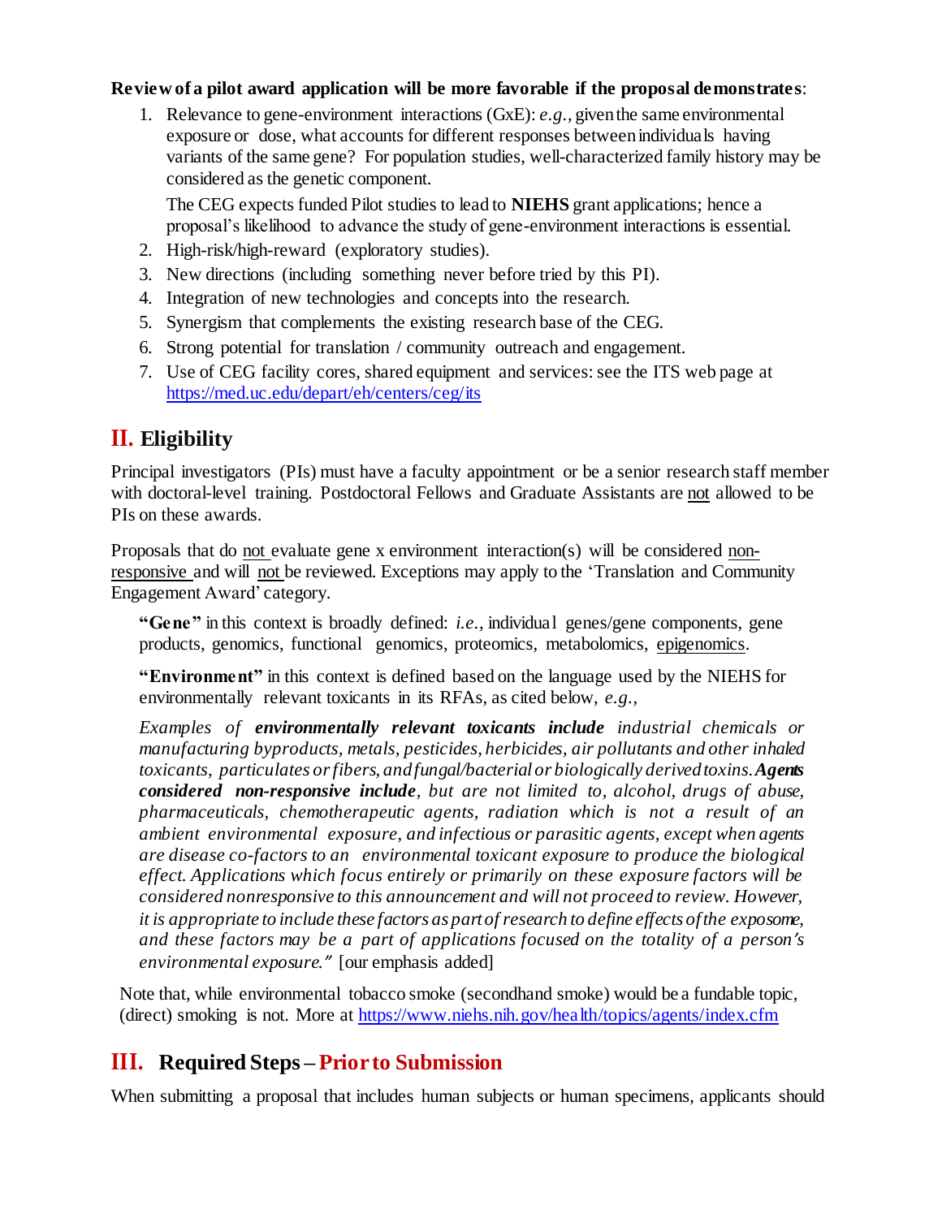**Review of a pilot award application will be more favorable if the proposal demonstrates**:

1. Relevance to gene-environment interactions (GxE): *e.g.*, given the same environmental exposure or dose, what accounts for different responses between individuals having variants of the same gene? For population studies, well-characterized family history may be considered as the genetic component.

   The CEG expects funded Pilot studies to lead to **NIEHS** grant applications; hence a proposal's likelihood to advance the study of gene-environment interactions is essential.
2. High-risk/high-reward (exploratory studies).
3. New directions (including something never before tried by this PI).
4. Integration of new technologies and concepts into the research.
5. Synergism that complements the existing research base of the CEG.
6. Strong potential for translation / community outreach and engagement.
7. Use of CEG facility cores, shared equipment and services: see the ITS web page at https://med.uc.edu/depart/eh/centers/ceg/its

## II. Eligibility

Principal investigators (PIs) must have a faculty appointment or be a senior research staff member with doctoral-level training. Postdoctoral Fellows and Graduate Assistants are not allowed to be PIs on these awards.

Proposals that do not evaluate gene x environment interaction(s) will be considered non-responsive and will not be reviewed. Exceptions may apply to the 'Translation and Community Engagement Award' category.

> **"Gene"** in this context is broadly defined: *i.e.*, individual genes/gene components, gene products, genomics, functional genomics, proteomics, metabolomics, epigenomics.
>
> **"Environment"** in this context is defined based on the language used by the NIEHS for environmentally relevant toxicants in its RFAs, as cited below, *e.g.*,
>
> *Examples of* ***environmentally relevant toxicants include*** *industrial chemicals or manufacturing byproducts, metals, pesticides, herbicides, air pollutants and other inhaled toxicants, particulates or fibers, and fungal/bacterial or biologically derived toxins.* ***Agents considered non-responsive include****, but are not limited to, alcohol, drugs of abuse, pharmaceuticals, chemotherapeutic agents, radiation which is not a result of an ambient environmental exposure, and infectious or parasitic agents, except when agents are disease co-factors to an environmental toxicant exposure to produce the biological effect. Applications which focus entirely or primarily on these exposure factors will be considered nonresponsive to this announcement and will not proceed to review. However, it is appropriate to include these factors as part of research to define effects of the exposome, and these factors may be a part of applications focused on the totality of a person's environmental exposure."* [our emphasis added]

Note that, while environmental tobacco smoke (secondhand smoke) would be a fundable topic, (direct) smoking is not. More at https://www.niehs.nih.gov/health/topics/agents/index.cfm

## III. Required Steps – Prior to Submission

When submitting a proposal that includes human subjects or human specimens, applicants should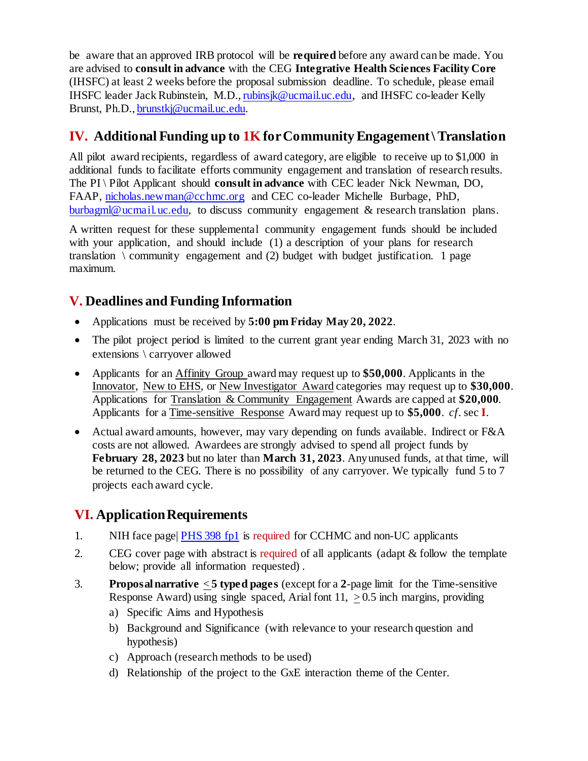be aware that an approved IRB protocol will be **required** before any award can be made. You are advised to **consult in advance** with the CEG **Integrative Health Sciences Facility Core** (IHSFC) at least 2 weeks before the proposal submission deadline. To schedule, please email IHSFC leader Jack Rubinstein, M.D., rubinsjk@ucmail.uc.edu, and IHSFC co-leader Kelly Brunst, Ph.D., brunstkj@ucmail.uc.edu.

## IV. Additional Funding up to 1K for Community Engagement \ Translation

All pilot award recipients, regardless of award category, are eligible to receive up to $1,000 in additional funds to facilitate efforts community engagement and translation of research results. The PI \ Pilot Applicant should **consult in advance** with CEC leader Nick Newman, DO, FAAP, nicholas.newman@cchmc.org and CEC co-leader Michelle Burbage, PhD, burbagml@ucmail.uc.edu, to discuss community engagement & research translation plans.

A written request for these supplemental community engagement funds should be included with your application, and should include (1) a description of your plans for research translation \ community engagement and (2) budget with budget justification. 1 page maximum.

## V. Deadlines and Funding Information

- Applications must be received by **5:00 pm Friday May 20, 2022**.
- The pilot project period is limited to the current grant year ending March 31, 2023 with no extensions \ carryover allowed
- Applicants for an Affinity Group award may request up to **$50,000**. Applicants in the Innovator, New to EHS, or New Investigator Award categories may request up to **$30,000**. Applications for Translation & Community Engagement Awards are capped at **$20,000**. Applicants for a Time-sensitive Response Award may request up to **$5,000**. *cf*. sec **I**.
- Actual award amounts, however, may vary depending on funds available. Indirect or F&A costs are not allowed. Awardees are strongly advised to spend all project funds by **February 28, 2023** but no later than **March 31, 2023**. Any unused funds, at that time, will be returned to the CEG. There is no possibility of any carryover. We typically fund 5 to 7 projects each award cycle.

## VI. Application Requirements

1. NIH face page| PHS 398 fp1 is required for CCHMC and non-UC applicants
2. CEG cover page with abstract is required of all applicants (adapt & follow the template below; provide all information requested) .
3. **Proposal narrative ≤ 5 typed pages** (except for a **2**-page limit for the Time-sensitive Response Award) using single spaced, Arial font 11, ≥ 0.5 inch margins, providing
   a) Specific Aims and Hypothesis
   b) Background and Significance (with relevance to your research question and hypothesis)
   c) Approach (research methods to be used)
   d) Relationship of the project to the GxE interaction theme of the Center.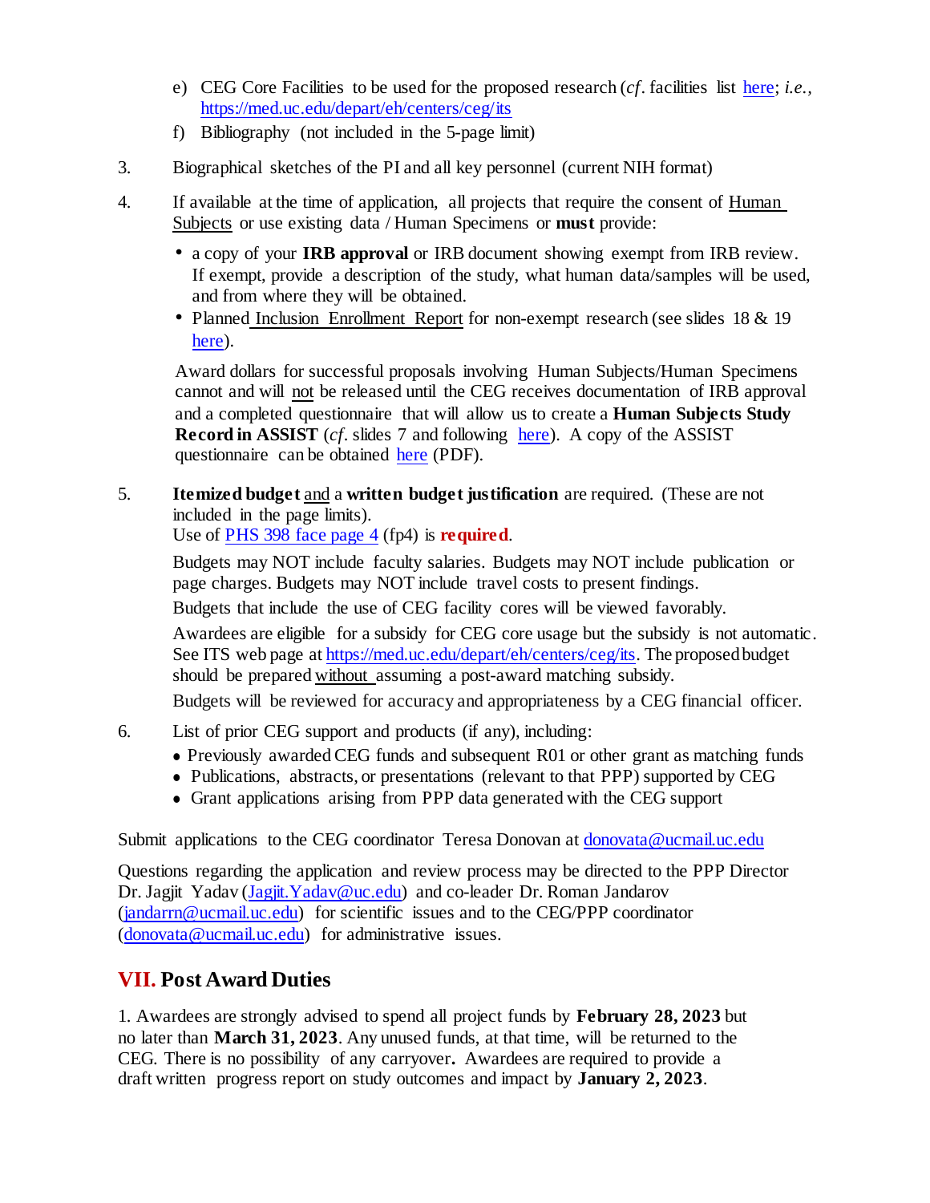e) CEG Core Facilities to be used for the proposed research (*cf*. facilities list here; *i.e.*, https://med.uc.edu/depart/eh/centers/ceg/its
f) Bibliography (not included in the 5-page limit)

3. Biographical sketches of the PI and all key personnel (current NIH format)

4. If available at the time of application, all projects that require the consent of Human Subjects or use existing data / Human Specimens or **must** provide:

   - a copy of your **IRB approval** or IRB document showing exempt from IRB review. If exempt, provide a description of the study, what human data/samples will be used, and from where they will be obtained.
   - Planned Inclusion Enrollment Report for non-exempt research (see slides 18 & 19 here).

   Award dollars for successful proposals involving Human Subjects/Human Specimens cannot and will not be released until the CEG receives documentation of IRB approval and a completed questionnaire that will allow us to create a **Human Subjects Study Record in ASSIST** (*cf*. slides 7 and following here). A copy of the ASSIST questionnaire can be obtained here (PDF).

5. **Itemized budget** and a **written budget justification** are required. (These are not included in the page limits).
   Use of PHS 398 face page 4 (fp4) is **required**.

   Budgets may NOT include faculty salaries. Budgets may NOT include publication or page charges. Budgets may NOT include travel costs to present findings.

   Budgets that include the use of CEG facility cores will be viewed favorably.

   Awardees are eligible for a subsidy for CEG core usage but the subsidy is not automatic. See ITS web page at https://med.uc.edu/depart/eh/centers/ceg/its. The proposed budget should be prepared without assuming a post-award matching subsidy.

   Budgets will be reviewed for accuracy and appropriateness by a CEG financial officer.

6. List of prior CEG support and products (if any), including:
   - Previously awarded CEG funds and subsequent R01 or other grant as matching funds
   - Publications, abstracts, or presentations (relevant to that PPP) supported by CEG
   - Grant applications arising from PPP data generated with the CEG support

Submit applications to the CEG coordinator Teresa Donovan at donovata@ucmail.uc.edu

Questions regarding the application and review process may be directed to the PPP Director Dr. Jagjit Yadav (Jagjit.Yadav@uc.edu) and co-leader Dr. Roman Jandarov (jandarrn@ucmail.uc.edu) for scientific issues and to the CEG/PPP coordinator (donovata@ucmail.uc.edu) for administrative issues.

## VII. Post Award Duties

1. Awardees are strongly advised to spend all project funds by **February 28, 2023** but no later than **March 31, 2023**. Any unused funds, at that time, will be returned to the CEG. There is no possibility of any carryover**.** Awardees are required to provide a draft written progress report on study outcomes and impact by **January 2, 2023**.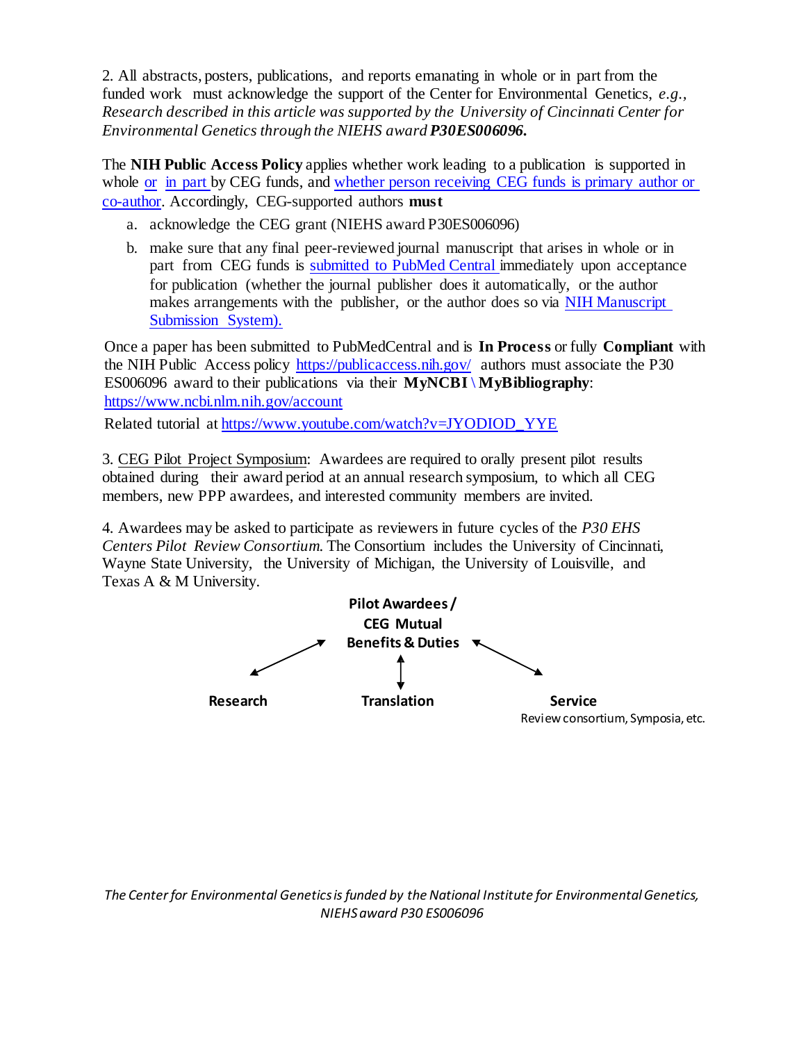2. All abstracts, posters, publications, and reports emanating in whole or in part from the funded work must acknowledge the support of the Center for Environmental Genetics, *e.g., Research described in this article was supported by the University of Cincinnati Center for Environmental Genetics through the NIEHS award **P30ES006096.***

The **NIH Public Access Policy** applies whether work leading to a publication is supported in whole or in part by CEG funds, and whether person receiving CEG funds is primary author or co-author. Accordingly, CEG-supported authors **must**

a. acknowledge the CEG grant (NIEHS award P30ES006096)
b. make sure that any final peer-reviewed journal manuscript that arises in whole or in part from CEG funds is submitted to PubMed Central immediately upon acceptance for publication (whether the journal publisher does it automatically, or the author makes arrangements with the publisher, or the author does so via NIH Manuscript Submission System).

Once a paper has been submitted to PubMedCentral and is **In Process** or fully **Compliant** with the NIH Public Access policy https://publicaccess.nih.gov/ authors must associate the P30 ES006096 award to their publications via their **MyNCBI \ MyBibliography**: https://www.ncbi.nlm.nih.gov/account

Related tutorial at https://www.youtube.com/watch?v=JYODIOD_YYE

3. CEG Pilot Project Symposium: Awardees are required to orally present pilot results obtained during their award period at an annual research symposium, to which all CEG members, new PPP awardees, and interested community members are invited.

4. Awardees may be asked to participate as reviewers in future cycles of the *P30 EHS Centers Pilot Review Consortium.* The Consortium includes the University of Cincinnati, Wayne State University, the University of Michigan, the University of Louisville, and Texas A & M University.

**Pilot Awardees / CEG Mutual Benefits & Duties**

**Research** | **Translation** | **Service**

Review consortium, Symposia, etc.

*The Center for Environmental Genetics is funded by the National Institute for Environmental Genetics, NIEHS award P30 ES006096*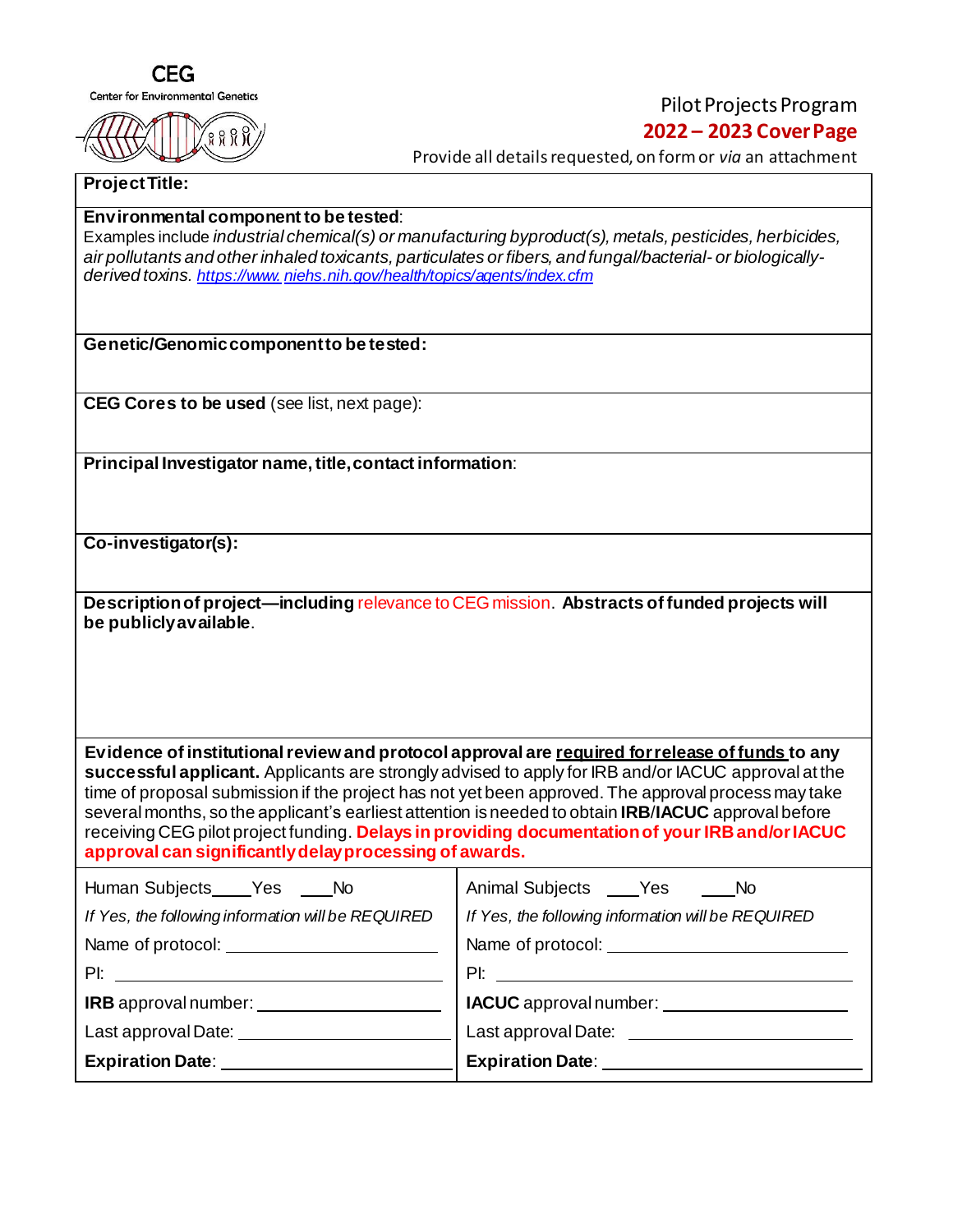**CEG**

Center for Environmental Genetics

Pilot Projects Program

**2022 – 2023 Cover Page**

Provide all details requested, on form or *via* an attachment

**Project Title:**

**Environmental component to be tested**:
Examples include *industrial chemical(s) or manufacturing byproduct(s), metals, pesticides, herbicides, air pollutants and other inhaled toxicants, particulates or fibers, and fungal/bacterial- or biologically-derived toxins.* *https://www.niehs.nih.gov/health/topics/agents/index.cfm*

**Genetic/Genomic component to be tested:**

**CEG Cores to be used** (see list, next page):

**Principal Investigator name, title, contact information**:

**Co-investigator(s):**

**Description of project—including** relevance to CEG mission. **Abstracts of funded projects will be publicly available**.

**Evidence of institutional review and protocol approval are required for release of funds to any successful applicant.** Applicants are strongly advised to apply for IRB and/or IACUC approval at the time of proposal submission if the project has not yet been approved. The approval process may take several months, so the applicant's earliest attention is needed to obtain **IRB**/**IACUC** approval before receiving CEG pilot project funding. **Delays in providing documentation of your IRB and/or IACUC approval can significantly delay processing of awards.**

| Human Subjects ____Yes ____No | Animal Subjects ____Yes ____No |
|---|---|
| *If Yes, the following information will be REQUIRED* | *If Yes, the following information will be REQUIRED* |
| Name of protocol: ____________________ | Name of protocol: ____________________ |
| PI: ____________________ | PI: ____________________ |
| **IRB** approval number: ____________________ | **IACUC** approval number: ____________________ |
| Last approval Date: ____________________ | Last approval Date: ____________________ |
| **Expiration Date**: ____________________ | **Expiration Date**: ____________________ |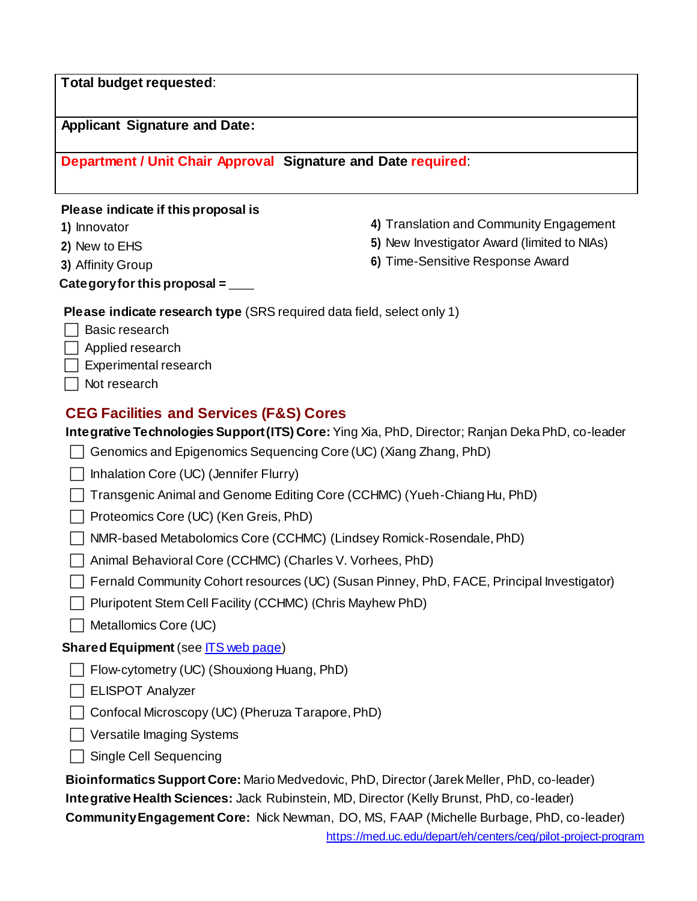| |
|---|
| **Total budget requested**: |
| **Applicant Signature and Date:** |
| **Department / Unit Chair Approval Signature and Date required**: |

**Please indicate if this proposal is**

**1)** Innovator

**2)** New to EHS

**3)** Affinity Group

**4)** Translation and Community Engagement

**5)** New Investigator Award (limited to NIAs)

**6)** Time-Sensitive Response Award

**Category for this proposal =** ____

**Please indicate research type** (SRS required data field, select only 1)

- ☐ Basic research
- ☐ Applied research
- ☐ Experimental research
- ☐ Not research

## CEG Facilities and Services (F&S) Cores

**Integrative Technologies Support (ITS) Core:** Ying Xia, PhD, Director; Ranjan Deka PhD, co-leader

- ☐ Genomics and Epigenomics Sequencing Core (UC) (Xiang Zhang, PhD)
- ☐ Inhalation Core (UC) (Jennifer Flurry)
- ☐ Transgenic Animal and Genome Editing Core (CCHMC) (Yueh-Chiang Hu, PhD)
- ☐ Proteomics Core (UC) (Ken Greis, PhD)
- ☐ NMR-based Metabolomics Core (CCHMC) (Lindsey Romick-Rosendale, PhD)
- ☐ Animal Behavioral Core (CCHMC) (Charles V. Vorhees, PhD)
- ☐ Fernald Community Cohort resources (UC) (Susan Pinney, PhD, FACE, Principal Investigator)
- ☐ Pluripotent Stem Cell Facility (CCHMC) (Chris Mayhew PhD)
- ☐ Metallomics Core (UC)

**Shared Equipment** (see ITS web page)

- ☐ Flow-cytometry (UC) (Shouxiong Huang, PhD)
- ☐ ELISPOT Analyzer
- ☐ Confocal Microscopy (UC) (Pheruza Tarapore, PhD)
- ☐ Versatile Imaging Systems
- ☐ Single Cell Sequencing

**Bioinformatics Support Core:** Mario Medvedovic, PhD, Director (Jarek Meller, PhD, co-leader)

**Integrative Health Sciences:** Jack Rubinstein, MD, Director (Kelly Brunst, PhD, co-leader)

**Community Engagement Core:** Nick Newman, DO, MS, FAAP (Michelle Burbage, PhD, co-leader)

https://med.uc.edu/depart/eh/centers/ceg/pilot-project-program